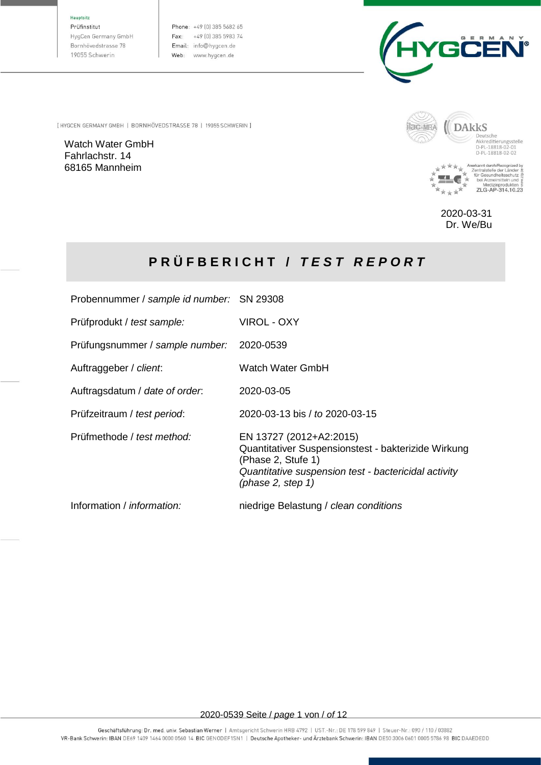Hauptsitz
Prüfinstitut
HygCen Germany GmbH
Bornhövedstrasse 78
19055 Schwerin

Phone: +49 (0) 385 5682 65
Fax: +49 (0) 385 5983 74
Email: info@hygcen.de
Web: www.hygcen.de

[ HYGCEN GERMANY GMBH | BORNHÖVEDSTRASSE 78 | 19055 SCHWERIN ]

Watch Water GmbH
Fahrlachstr. 14
68165 Mannheim

DAkkS Deutsche Akkreditierungsstelle D-PL-18818-02-01 D-PL-18818-02-02

Anerkannt durch/Recognized by Zentralstelle der Länder für Gesundheitsschutz bei Arzneimitteln und Medizinprodukten ZLG-AP-314.10.23

2020-03-31
Dr. We/Bu

# PRÜFBERICHT / *TEST REPORT*

| | |
|---|---|
| Probennummer / *sample id number:* | SN 29308 |
| Prüfprodukt / *test sample:* | VIROL - OXY |
| Prüfungsnummer / *sample number:* | 2020-0539 |
| Auftraggeber / *client*: | Watch Water GmbH |
| Auftragsdatum / *date of order*: | 2020-03-05 |
| Prüfzeitraum / *test period*: | 2020-03-13 bis / *to* 2020-03-15 |
| Prüfmethode / *test method:* | EN 13727 (2012+A2:2015) Quantitativer Suspensionstest - bakterizide Wirkung (Phase 2, Stufe 1) *Quantitative suspension test - bactericidal activity (phase 2, step 1)* |
| Information / *information:* | niedrige Belastung / *clean conditions* |

Geschäftsführung: Dr. med. univ. Sebastian Werner | Amtsgericht Schwerin HRB 4792 | UST.-Nr.: DE 178 599 849 | Steuer-Nr.: 090 / 110 / 03882
VR-Bank Schwerin: IBAN DE69 1409 1464 0000 0560 14 BIC GENODEF1SN1 | Deutsche Apotheker- und Ärztebank Schwerin: IBAN DE50 3006 0601 0005 5786 98 BIC DAAEDEDD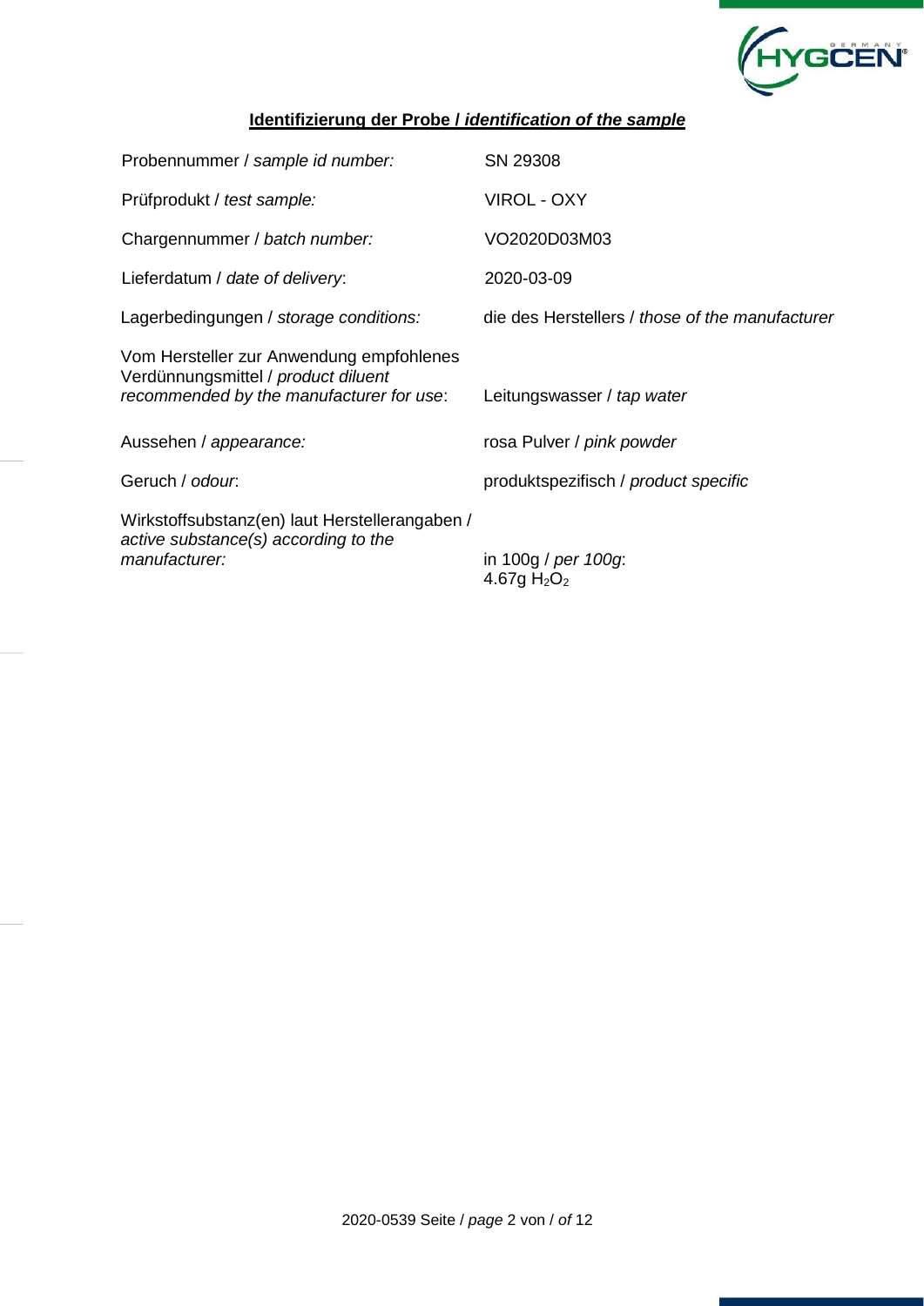## **Identifizierung der Probe / *identification of the sample***

| | |
|---|---|
| Probennummer / *sample id number:* | SN 29308 |
| Prüfprodukt / *test sample:* | VIROL - OXY |
| Chargennummer / *batch number:* | VO2020D03M03 |
| Lieferdatum / *date of delivery*: | 2020-03-09 |
| Lagerbedingungen / *storage conditions:* | die des Herstellers / *those of the manufacturer* |
| Vom Hersteller zur Anwendung empfohlenes Verdünnungsmittel / *product diluent recommended by the manufacturer for use*: | Leitungswasser / *tap water* |
| Aussehen / *appearance:* | rosa Pulver / *pink powder* |
| Geruch / *odour*: | produktspezifisch / *product specific* |
| Wirkstoffsubstanz(en) laut Herstellerangaben / *active substance(s) according to the manufacturer:* | in 100g / *per 100g*: 4.67g $H_2O_2$ |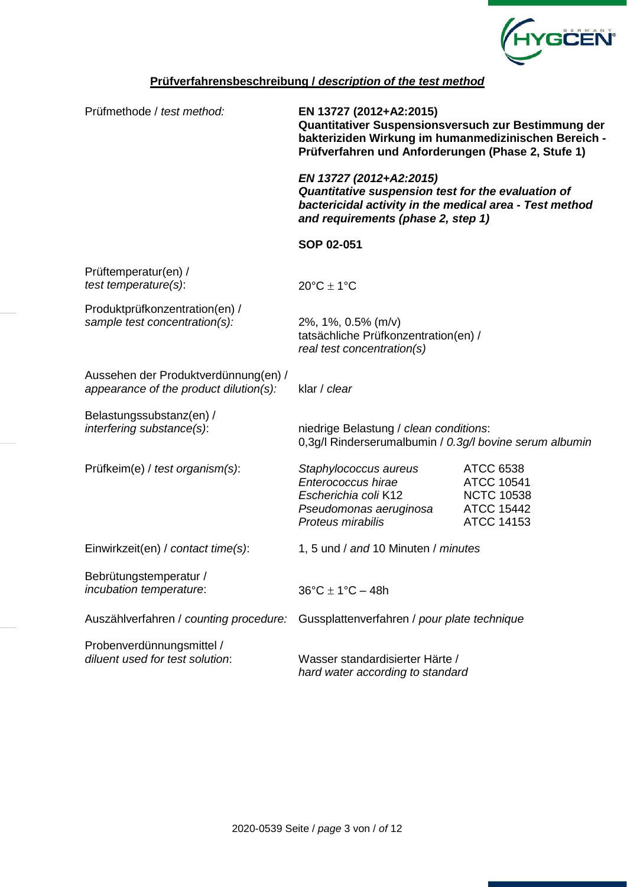## **Prüfverfahrensbeschreibung / *description of the test method***

| | |
|---|---|
| Prüfmethode / *test method:* | **EN 13727 (2012+A2:2015)**<br>**Quantitativer Suspensionsversuch zur Bestimmung der bakteriziden Wirkung im humanmedizinischen Bereich - Prüfverfahren und Anforderungen (Phase 2, Stufe 1)**<br><br>***EN 13727 (2012+A2:2015)***<br>***Quantitative suspension test for the evaluation of bactericidal activity in the medical area - Test method and requirements (phase 2, step 1)***<br><br>**SOP 02-051** |
| Prüftemperatur(en) / *test temperature(s)*: | 20°C ± 1°C |
| Produktprüfkonzentration(en) / *sample test concentration(s):* | 2%, 1%, 0.5% (m/v)<br>tatsächliche Prüfkonzentration(en) / *real test concentration(s)* |
| Aussehen der Produktverdünnung(en) / *appearance of the product dilution(s):* | klar / *clear* |
| Belastungssubstanz(en) / *interfering substance(s)*: | niedrige Belastung / *clean conditions*:<br>0,3g/l Rinderserumalbumin / *0.3g/l bovine serum albumin* |
| Prüfkeim(e) / *test organism(s)*: | *Staphylococcus aureus* ATCC 6538<br>*Enterococcus hirae* ATCC 10541<br>*Escherichia coli* K12 NCTC 10538<br>*Pseudomonas aeruginosa* ATCC 15442<br>*Proteus mirabilis* ATCC 14153 |
| Einwirkzeit(en) / *contact time(s)*: | 1, 5 und / *and* 10 Minuten / *minutes* |
| Bebrütungstemperatur / *incubation temperature*: | 36°C ± 1°C – 48h |
| Auszählverfahren / *counting procedure:* | Gussplattenverfahren / *pour plate technique* |
| Probenverdünnungsmittel / *diluent used for test solution*: | Wasser standardisierter Härte / *hard water according to standard* |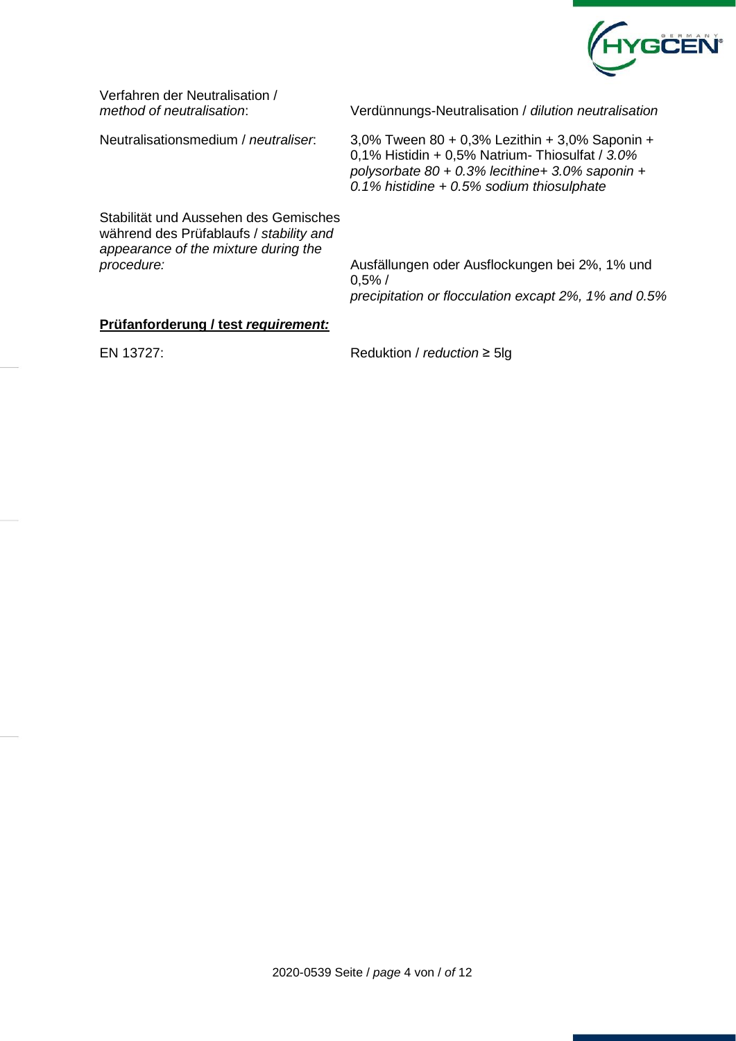Verfahren der Neutralisation / *method of neutralisation*: Verdünnungs-Neutralisation / *dilution neutralisation*

Neutralisationsmedium / *neutraliser*: 3,0% Tween 80 + 0,3% Lezithin + 3,0% Saponin + 0,1% Histidin + 0,5% Natrium- Thiosulfat / *3.0% polysorbate 80 + 0.3% lecithine+ 3.0% saponin + 0.1% histidine + 0.5% sodium thiosulphate*

Stabilität und Aussehen des Gemisches während des Prüfablaufs / *stability and appearance of the mixture during the procedure:* Ausfällungen oder Ausflockungen bei 2%, 1% und 0,5% / *precipitation or flocculation excapt 2%, 1% and 0.5%*

**Prüfanforderung / test *requirement:***

EN 13727: Reduktion / *reduction* ≥ 5lg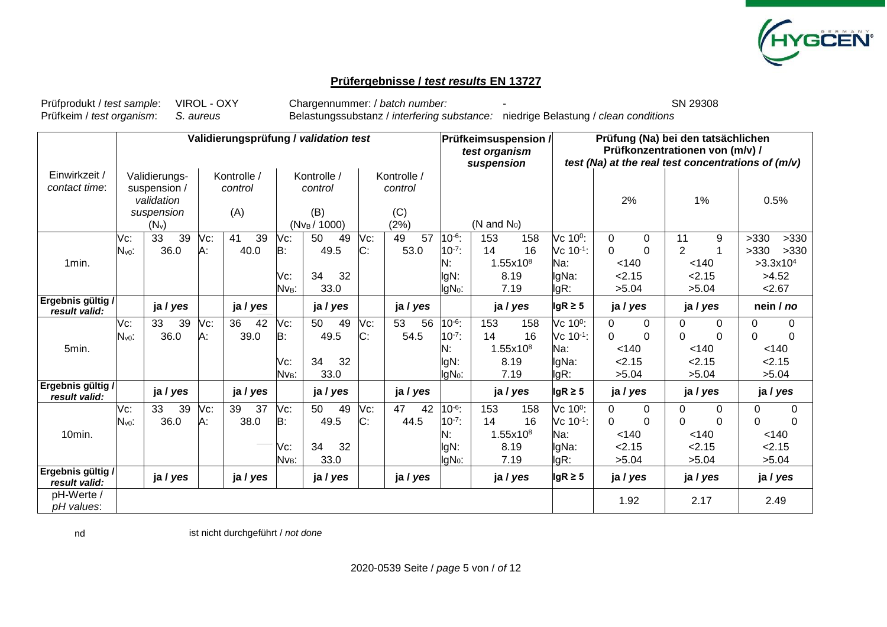## Prüfergebnisse / *test results* EN 13727

Prüfprodukt / *test sample*: VIROL - OXY &nbsp;&nbsp; Chargennummer: / *batch number:* - &nbsp;&nbsp; SN 29308

Prüfkeim / *test organism*: *S. aureus* &nbsp;&nbsp; Belastungssubstanz / *interfering substance:* niedrige Belastung / *clean conditions*

| Einwirkzeit / *contact time*: | Validierungsprüfung / *validation test* | | | | | | | | Prüfkeimsuspension / *test organism suspension* | | Prüfung (Na) bei den tatsächlichen Prüfkonzentrationen von (m/v) / *test (Na) at the real test concentrations of (m/v)* | | | |
|---|---|---|---|---|---|---|---|---|---|---|---|---|---|---|
| | | Validierungs-suspension / *validation suspension* ($N_v$) | | Kontrolle / *control* (A) | | Kontrolle / *control* (B) ($N_{VB}$ / 1000) | | Kontrolle / *control* (C) (2%) | | (N and $N_0$) | | 2% | 1% | 0.5% |
| 1min. | Vc: | 33 39 | Vc: | 41 39 | Vc: | 50 49 | Vc: | 49 57 | $10^{-6}$: | 153 158 | Vc $10^0$: | 0 0 | 11 9 | >330 >330 |
| | $N_{v0}$: | 36.0 | A: | 40.0 | B: | 49.5 | C: | 53.0 | $10^{-7}$: | 14 16 | Vc $10^{-1}$: | 0 0 | 2 1 | >330 >330 |
| | | | | | | | | | N: | $1.55 \times 10^8$ | Na: | <140 | <140 | $>3.3 \times 10^4$ |
| | | | | | Vc: | 34 32 | | | lgN: | 8.19 | lgNa: | <2.15 | <2.15 | >4.52 |
| | | | | | $N_{VB}$: | 33.0 | | | lg$N_0$: | 7.19 | lgR: | >5.04 | >5.04 | <2.67 |
| **Ergebnis gültig / *result valid:*** | | **ja / *yes*** | | **ja / *yes*** | | **ja / *yes*** | | **ja / *yes*** | | **ja / *yes*** | **lgR ≥ 5** | **ja / *yes*** | **ja / *yes*** | **nein / *no*** |
| 5min. | Vc: | 33 39 | Vc: | 36 42 | Vc: | 50 49 | Vc: | 53 56 | $10^{-6}$: | 153 158 | Vc $10^0$: | 0 0 | 0 0 | 0 0 |
| | $N_{v0}$: | 36.0 | A: | 39.0 | B: | 49.5 | C: | 54.5 | $10^{-7}$: | 14 16 | Vc $10^{-1}$: | 0 0 | 0 0 | 0 0 |
| | | | | | | | | | N: | $1.55 \times 10^8$ | Na: | <140 | <140 | <140 |
| | | | | | Vc: | 34 32 | | | lgN: | 8.19 | lgNa: | <2.15 | <2.15 | <2.15 |
| | | | | | $N_{VB}$: | 33.0 | | | lg$N_0$: | 7.19 | lgR: | >5.04 | >5.04 | >5.04 |
| **Ergebnis gültig / *result valid:*** | | **ja / *yes*** | | **ja / *yes*** | | **ja / *yes*** | | **ja / *yes*** | | **ja / *yes*** | **lgR ≥ 5** | **ja / *yes*** | **ja / *yes*** | **ja / *yes*** |
| 10min. | Vc: | 33 39 | Vc: | 39 37 | Vc: | 50 49 | Vc: | 47 42 | $10^{-6}$: | 153 158 | Vc $10^0$: | 0 0 | 0 0 | 0 0 |
| | $N_{v0}$: | 36.0 | A: | 38.0 | B: | 49.5 | C: | 44.5 | $10^{-7}$: | 14 16 | Vc $10^{-1}$: | 0 0 | 0 0 | 0 0 |
| | | | | | | | | | N: | $1.55 \times 10^8$ | Na: | <140 | <140 | <140 |
| | | | | | Vc: | 34 32 | | | lgN: | 8.19 | lgNa: | <2.15 | <2.15 | <2.15 |
| | | | | | $N_{VB}$: | 33.0 | | | lg$N_0$: | 7.19 | lgR: | >5.04 | >5.04 | >5.04 |
| **Ergebnis gültig / *result valid:*** | | **ja / *yes*** | | **ja / *yes*** | | **ja / *yes*** | | **ja / *yes*** | | **ja / *yes*** | **lgR ≥ 5** | **ja / *yes*** | **ja / *yes*** | **ja / *yes*** |
| pH-Werte / *pH values*: | | | | | | | | | | | | 1.92 | 2.17 | 2.49 |

nd &nbsp;&nbsp; ist nicht durchgeführt / *not done*

2020-0539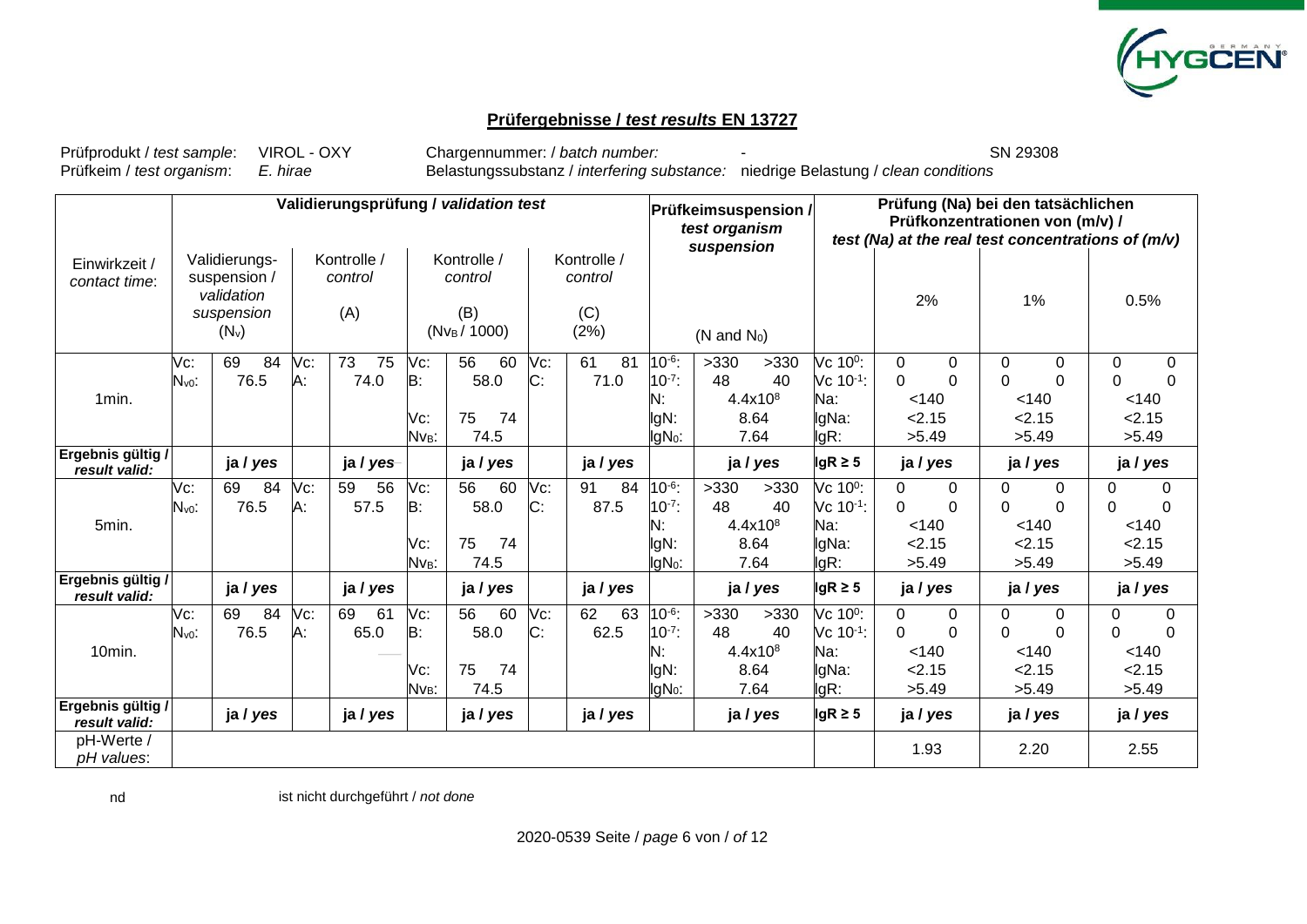## Prüfergebnisse / *test results* EN 13727

Prüfprodukt / *test sample*: VIROL - OXY Chargennummer: / *batch number*: - SN 29308

Prüfkeim / *test organism*: *E. hirae* Belastungssubstanz / *interfering substance*: niedrige Belastung / *clean conditions*

| Einwirkzeit / *contact time*: | Validierungsprüfung / *validation test* | | | | | | | | Prüfkeimsuspension / *test organism suspension* | | Prüfung (Na) bei den tatsächlichen Prüfkonzentrationen von (m/v) / *test (Na) at the real test concentrations of (m/v)* | | | |
|---|---|---|---|---|---|---|---|---|---|---|---|---|---|---|
| | | Validierungs-suspension / *validation suspension* ($N_v$) | | Kontrolle / *control* (A) | | Kontrolle / *control* (B) ($N_{VB}$ / 1000) | | Kontrolle / *control* (C) (2%) | | (N and $N_0$) | | 2% | 1% | 0.5% |
| 1min. | Vc: $N_{v0}$: | 69 84 76.5 | Vc: A: | 73 75 74.0 | Vc: B: Vc: $N_{VB}$: | 56 60 58.0 75 74 74.5 | Vc: C: | 61 81 71.0 | $10^{-6}$: $10^{-7}$: N: lgN: $lgN_0$: | >330 >330 48 40 $4.4x10^8$ 8.64 7.64 | Vc $10^0$: Vc $10^{-1}$: Na: lgNa: lgR: | 0 0 0 0 <140 <2.15 >5.49 | 0 0 0 0 <140 <2.15 >5.49 | 0 0 0 0 <140 <2.15 >5.49 |
| **Ergebnis gültig / *result valid*:** | | **ja / *yes*** | | **ja / *yes*** | | **ja / *yes*** | | **ja / *yes*** | | **ja / *yes*** | **lgR ≥ 5** | **ja / *yes*** | **ja / *yes*** | **ja / *yes*** |
| 5min. | Vc: $N_{v0}$: | 69 84 76.5 | Vc: A: | 59 56 57.5 | Vc: B: Vc: $N_{VB}$: | 56 60 58.0 75 74 74.5 | Vc: C: | 91 84 87.5 | $10^{-6}$: $10^{-7}$: N: lgN: $lgN_0$: | >330 >330 48 40 $4.4x10^8$ 8.64 7.64 | Vc $10^0$: Vc $10^{-1}$: Na: lgNa: lgR: | 0 0 0 0 <140 <2.15 >5.49 | 0 0 0 0 <140 <2.15 >5.49 | 0 0 0 0 <140 <2.15 >5.49 |
| **Ergebnis gültig / *result valid*:** | | **ja / *yes*** | | **ja / *yes*** | | **ja / *yes*** | | **ja / *yes*** | | **ja / *yes*** | **lgR ≥ 5** | **ja / *yes*** | **ja / *yes*** | **ja / *yes*** |
| 10min. | Vc: $N_{v0}$: | 69 84 76.5 | Vc: A: | 69 61 65.0 | Vc: B: Vc: $N_{VB}$: | 56 60 58.0 75 74 74.5 | Vc: C: | 62 63 62.5 | $10^{-6}$: $10^{-7}$: N: lgN: $lgN_0$: | >330 >330 48 40 $4.4x10^8$ 8.64 7.64 | Vc $10^0$: Vc $10^{-1}$: Na: lgNa: lgR: | 0 0 0 0 <140 <2.15 >5.49 | 0 0 0 0 <140 <2.15 >5.49 | 0 0 0 0 <140 <2.15 >5.49 |
| **Ergebnis gültig / *result valid*:** | | **ja / *yes*** | | **ja / *yes*** | | **ja / *yes*** | | **ja / *yes*** | | **ja / *yes*** | **lgR ≥ 5** | **ja / *yes*** | **ja / *yes*** | **ja / *yes*** |
| pH-Werte / *pH values*: | | | | | | | | | | | | 1.93 | 2.20 | 2.55 |

nd ist nicht durchgeführt / *not done*

2020-0539 Seite / *page* 6 von / *of* 12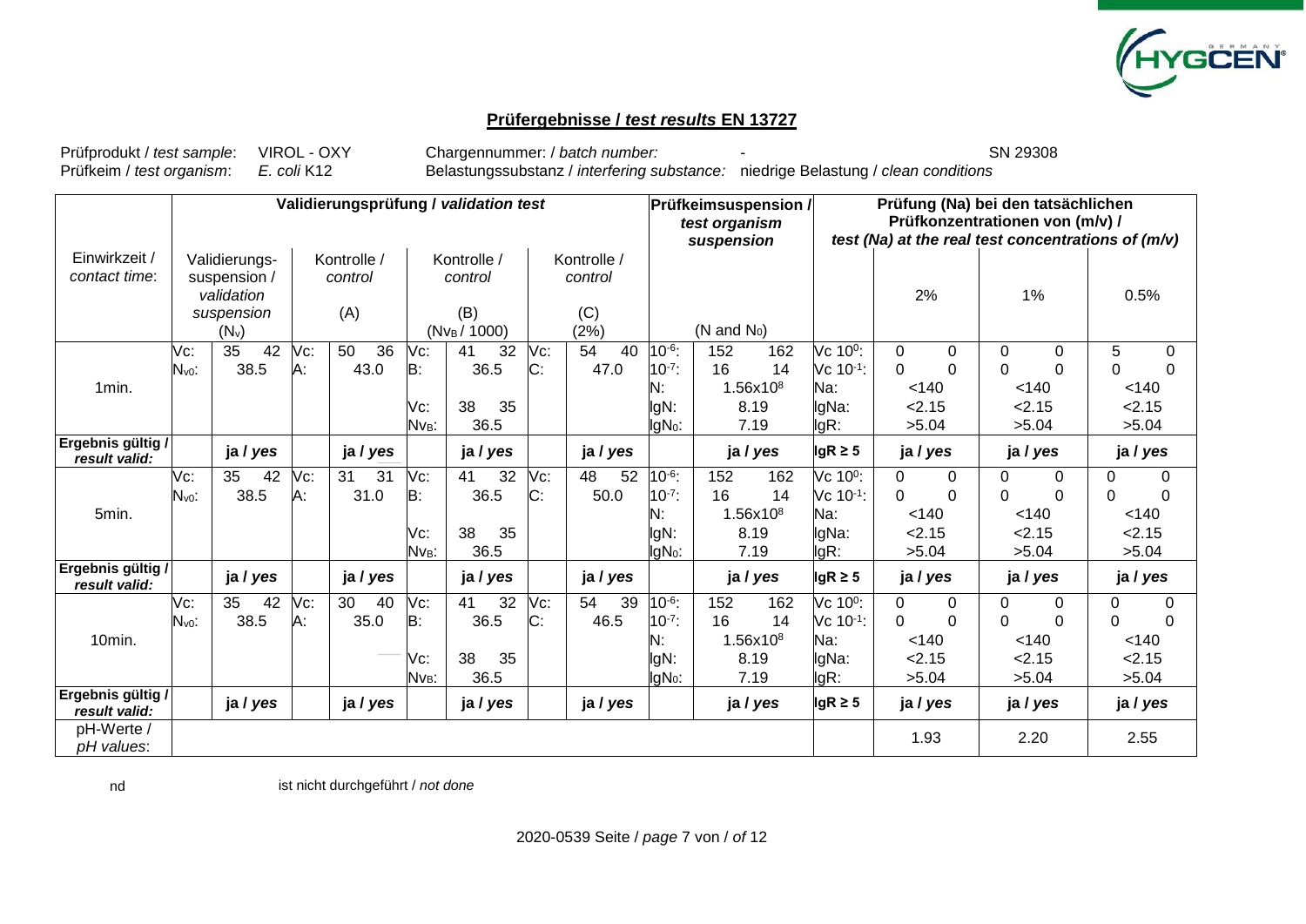## Prüfergebnisse / *test results* EN 13727

Prüfprodukt / *test sample*: VIROL - OXY  Chargennummer: / *batch number:* -  SN 29308
Prüfkeim / *test organism*: *E. coli* K12  Belastungssubstanz / *interfering substance:* niedrige Belastung / *clean conditions*

| Einwirkzeit / *contact time*: | Validierungsprüfung / *validation test* | | | | | | | | Prüfkeimsuspension / *test organism suspension* | | Prüfung (Na) bei den tatsächlichen Prüfkonzentrationen von (m/v) / *test (Na) at the real test concentrations of (m/v)* | | | |
|---|---|---|---|---|---|---|---|---|---|---|---|---|---|---|
| | Validierungs-suspension / *validation suspension* ($N_v$) | | Kontrolle / *control* (A) | | Kontrolle / *control* (B) ($N_{VB}$ / 1000) | | Kontrolle / *control* (C) (2%) | | (N and $N_0$) | | | 2% | 1% | 0.5% |
| 1min. | Vc: | 35 42 | Vc: | 50 36 | Vc: | 41 32 | Vc: | 54 40 | $10^{-6}$: | 152 162 | Vc $10^0$: | 0 0 | 0 0 | 5 0 |
| | $N_{v0}$: | 38.5 | A: | 43.0 | B: | 36.5 | C: | 47.0 | $10^{-7}$: | 16 14 | Vc $10^{-1}$: | 0 0 | 0 0 | 0 0 |
| | | | | | | | | | N: | $1.56 \times 10^8$ | Na: | <140 | <140 | <140 |
| | | | | | Vc: | 38 35 | | | lgN: | 8.19 | lgNa: | <2.15 | <2.15 | <2.15 |
| | | | | | $Nv_B$: | 36.5 | | | $lgN_0$: | 7.19 | lgR: | >5.04 | >5.04 | >5.04 |
| **Ergebnis gültig / *result valid:*** | | **ja / *yes*** | | **ja / *yes*** | | **ja / *yes*** | | **ja / *yes*** | | **ja / *yes*** | **lgR ≥ 5** | **ja / *yes*** | **ja / *yes*** | **ja / *yes*** |
| 5min. | Vc: | 35 42 | Vc: | 31 31 | Vc: | 41 32 | Vc: | 48 52 | $10^{-6}$: | 152 162 | Vc $10^0$: | 0 0 | 0 0 | 0 0 |
| | $N_{v0}$: | 38.5 | A: | 31.0 | B: | 36.5 | C: | 50.0 | $10^{-7}$: | 16 14 | Vc $10^{-1}$: | 0 0 | 0 0 | 0 0 |
| | | | | | | | | | N: | $1.56 \times 10^8$ | Na: | <140 | <140 | <140 |
| | | | | | Vc: | 38 35 | | | lgN: | 8.19 | lgNa: | <2.15 | <2.15 | <2.15 |
| | | | | | $Nv_B$: | 36.5 | | | $lgN_0$: | 7.19 | lgR: | >5.04 | >5.04 | >5.04 |
| **Ergebnis gültig / *result valid:*** | | **ja / *yes*** | | **ja / *yes*** | | **ja / *yes*** | | **ja / *yes*** | | **ja / *yes*** | **lgR ≥ 5** | **ja / *yes*** | **ja / *yes*** | **ja / *yes*** |
| 10min. | Vc: | 35 42 | Vc: | 30 40 | Vc: | 41 32 | Vc: | 54 39 | $10^{-6}$: | 152 162 | Vc $10^0$: | 0 0 | 0 0 | 0 0 |
| | $N_{v0}$: | 38.5 | A: | 35.0 | B: | 36.5 | C: | 46.5 | $10^{-7}$: | 16 14 | Vc $10^{-1}$: | 0 0 | 0 0 | 0 0 |
| | | | | | | | | | N: | $1.56 \times 10^8$ | Na: | <140 | <140 | <140 |
| | | | | | Vc: | 38 35 | | | lgN: | 8.19 | lgNa: | <2.15 | <2.15 | <2.15 |
| | | | | | $Nv_B$: | 36.5 | | | $lgN_0$: | 7.19 | lgR: | >5.04 | >5.04 | >5.04 |
| **Ergebnis gültig / *result valid:*** | | **ja / *yes*** | | **ja / *yes*** | | **ja / *yes*** | | **ja / *yes*** | | **ja / *yes*** | **lgR ≥ 5** | **ja / *yes*** | **ja / *yes*** | **ja / *yes*** |
| pH-Werte / *pH values*: | | | | | | | | | | | | 1.93 | 2.20 | 2.55 |

nd ist nicht durchgeführt / *not done*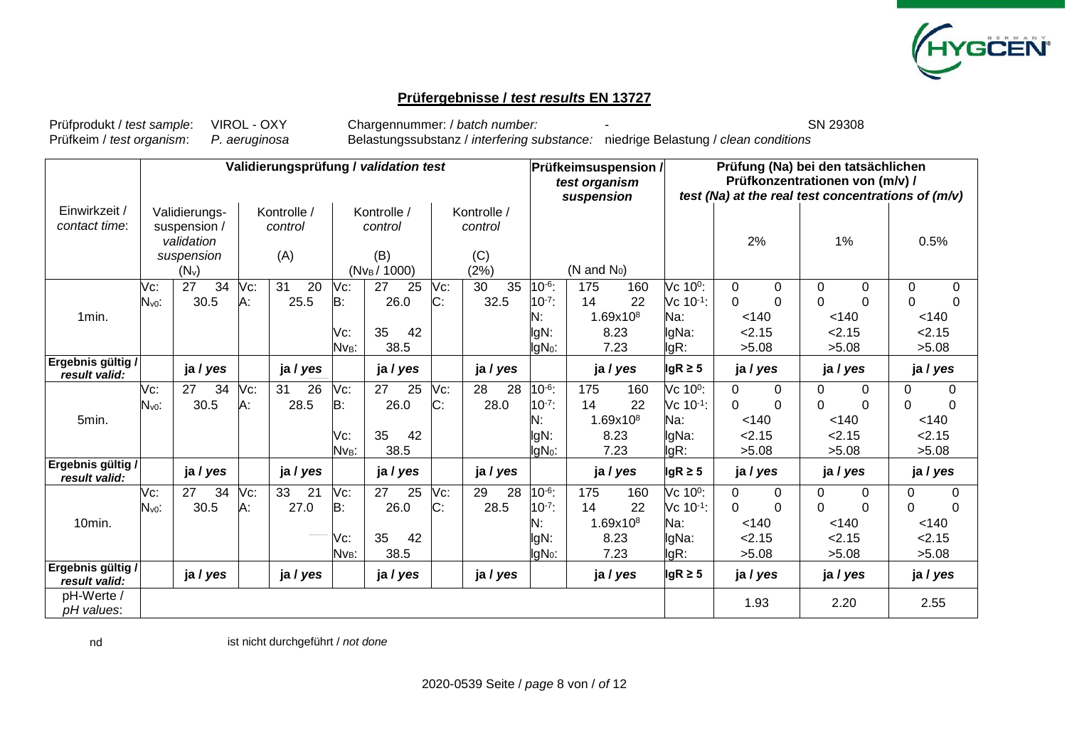## Prüfergebnisse / *test results* EN 13727

Prüfprodukt / *test sample*: VIROL - OXY   Chargennummer: / *batch number*: -   SN 29308

Prüfkeim / *test organism*: *P. aeruginosa*   Belastungssubstanz / *interfering substance*: niedrige Belastung / *clean conditions*

| Einwirkzeit / *contact time*: | Validierungsprüfung / *validation test* | | | | | | | | Prüfkeimsuspension / *test organism suspension* | | Prüfung (Na) bei den tatsächlichen Prüfkonzentrationen von (m/v) / *test (Na) at the real test concentrations of (m/v)* | | | |
|---|---|---|---|---|---|---|---|---|---|---|---|---|---|---|
| | | Validierungs-suspension / *validation suspension* ($N_v$) | | Kontrolle / *control* (A) | | Kontrolle / *control* (B) ($N_{VB}$ / 1000) | | Kontrolle / *control* (C) (2%) | | (N and $N_0$) | | 2% | 1% | 0.5% |
| 1min. | Vc: | 27 34 | Vc: | 31 20 | Vc: | 27 25 | Vc: | 30 35 | $10^{-6}$: | 175 160 | Vc $10^0$: | 0 0 | 0 0 | 0 0 |
| | $N_{v0}$: | 30.5 | A: | 25.5 | B: | 26.0 | C: | 32.5 | $10^{-7}$: | 14 22 | Vc $10^{-1}$: | 0 0 | 0 0 | 0 0 |
| | | | | | | | | | N: | $1.69 \times 10^8$ | Na: | <140 | <140 | <140 |
| | | | | | Vc: | 35 42 | | | lgN: | 8.23 | lgNa: | <2.15 | <2.15 | <2.15 |
| | | | | | $N_{VB}$: | 38.5 | | | lg$N_0$: | 7.23 | lgR: | >5.08 | >5.08 | >5.08 |
| **Ergebnis gültig / *result valid*:** | | **ja / *yes*** | | **ja / *yes*** | | **ja / *yes*** | | **ja / *yes*** | | **ja / *yes*** | **lgR ≥ 5** | **ja / *yes*** | **ja / *yes*** | **ja / *yes*** |
| 5min. | Vc: | 27 34 | Vc: | 31 26 | Vc: | 27 25 | Vc: | 28 28 | $10^{-6}$: | 175 160 | Vc $10^0$: | 0 0 | 0 0 | 0 0 |
| | $N_{v0}$: | 30.5 | A: | 28.5 | B: | 26.0 | C: | 28.0 | $10^{-7}$: | 14 22 | Vc $10^{-1}$: | 0 0 | 0 0 | 0 0 |
| | | | | | | | | | N: | $1.69 \times 10^8$ | Na: | <140 | <140 | <140 |
| | | | | | Vc: | 35 42 | | | lgN: | 8.23 | lgNa: | <2.15 | <2.15 | <2.15 |
| | | | | | $N_{VB}$: | 38.5 | | | lg$N_0$: | 7.23 | lgR: | >5.08 | >5.08 | >5.08 |
| **Ergebnis gültig / *result valid*:** | | **ja / *yes*** | | **ja / *yes*** | | **ja / *yes*** | | **ja / *yes*** | | **ja / *yes*** | **lgR ≥ 5** | **ja / *yes*** | **ja / *yes*** | **ja / *yes*** |
| 10min. | Vc: | 27 34 | Vc: | 33 21 | Vc: | 27 25 | Vc: | 29 28 | $10^{-6}$: | 175 160 | Vc $10^0$: | 0 0 | 0 0 | 0 0 |
| | $N_{v0}$: | 30.5 | A: | 27.0 | B: | 26.0 | C: | 28.5 | $10^{-7}$: | 14 22 | Vc $10^{-1}$: | 0 0 | 0 0 | 0 0 |
| | | | | | | | | | N: | $1.69 \times 10^8$ | Na: | <140 | <140 | <140 |
| | | | | | Vc: | 35 42 | | | lgN: | 8.23 | lgNa: | <2.15 | <2.15 | <2.15 |
| | | | | | $N_{VB}$: | 38.5 | | | lg$N_0$: | 7.23 | lgR: | >5.08 | >5.08 | >5.08 |
| **Ergebnis gültig / *result valid*:** | | **ja / *yes*** | | **ja / *yes*** | | **ja / *yes*** | | **ja / *yes*** | | **ja / *yes*** | **lgR ≥ 5** | **ja / *yes*** | **ja / *yes*** | **ja / *yes*** |
| pH-Werte / *pH values*: | | | | | | | | | | | | 1.93 | 2.20 | 2.55 |

nd   ist nicht durchgeführt / *not done*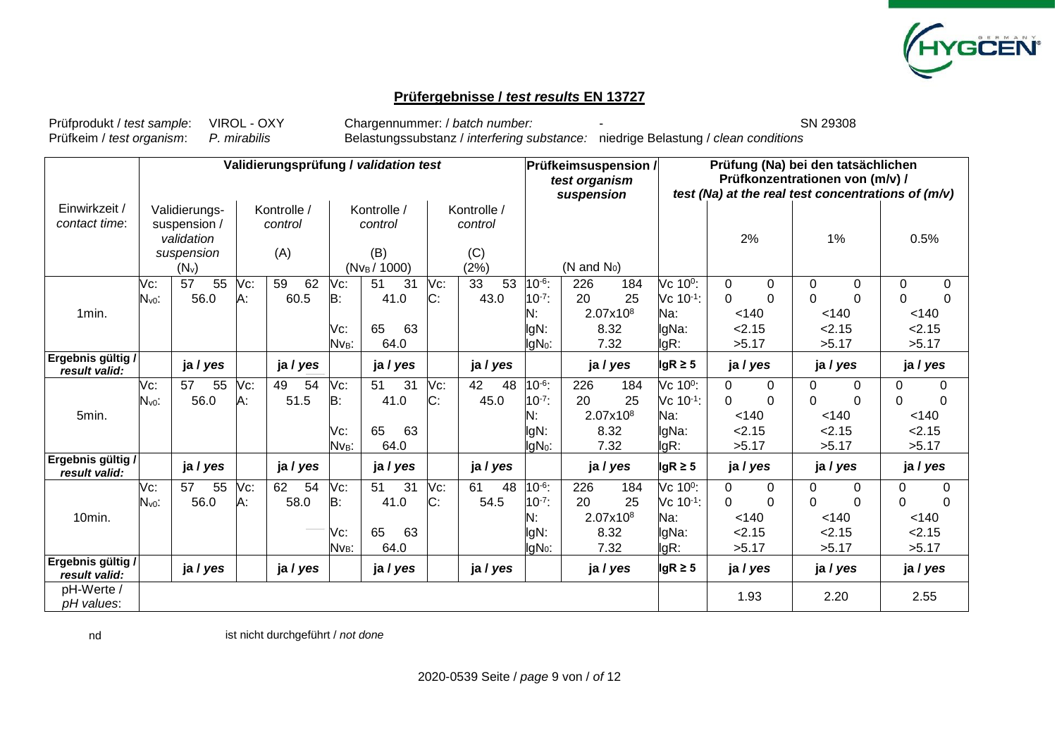## Prüfergebnisse / *test results* EN 13727

Prüfprodukt / *test sample*: VIROL - OXY &nbsp;&nbsp;&nbsp; Chargennummer: / *batch number*: - &nbsp;&nbsp;&nbsp; SN 29308

Prüfkeim / *test organism*: *P. mirabilis* &nbsp;&nbsp;&nbsp; Belastungssubstanz / *interfering substance*: niedrige Belastung / *clean conditions*

| | Validierungsprüfung / *validation test* | | | | | | | | Prüfkeimsuspension / *test organism suspension* | | Prüfung (Na) bei den tatsächlichen Prüfkonzentrationen von (m/v) / *test (Na) at the real test concentrations of (m/v)* | | | |
|---|---|---|---|---|---|---|---|---|---|---|---|---|---|---|
| Einwirkzeit / *contact time*: | | Validierungs-suspension / *validation suspension* ($N_v$) | | Kontrolle / *control* (A) | | Kontrolle / *control* (B) ($N_{VB}$ / 1000) | | Kontrolle / *control* (C) (2%) | | (N and $N_0$) | | 2% | 1% | 0.5% |
| 1min. | Vc: | 57 55 | Vc: | 59 62 | Vc: | 51 31 | Vc: | 33 53 | $10^{-6}$: | 226 184 | Vc $10^0$: | 0 0 | 0 0 | 0 0 |
| | $N_{v0}$: | 56.0 | A: | 60.5 | B: | 41.0 | C: | 43.0 | $10^{-7}$: | 20 25 | Vc $10^{-1}$: | 0 0 | 0 0 | 0 0 |
| | | | | | | | | | N: | $2.07x10^8$ | Na: | <140 | <140 | <140 |
| | | | | | Vc: | 65 63 | | | lgN: | 8.32 | lgNa: | <2.15 | <2.15 | <2.15 |
| | | | | | $Nv_B$: | 64.0 | | | $lgN_0$: | 7.32 | lgR: | >5.17 | >5.17 | >5.17 |
| **Ergebnis gültig / *result valid*:** | | **ja / *yes*** | | **ja / *yes*** | | **ja / *yes*** | | **ja / *yes*** | | **ja / *yes*** | **lgR ≥ 5** | **ja / *yes*** | **ja / *yes*** | **ja / *yes*** |
| 5min. | Vc: | 57 55 | Vc: | 49 54 | Vc: | 51 31 | Vc: | 42 48 | $10^{-6}$: | 226 184 | Vc $10^0$: | 0 0 | 0 0 | 0 0 |
| | $N_{v0}$: | 56.0 | A: | 51.5 | B: | 41.0 | C: | 45.0 | $10^{-7}$: | 20 25 | Vc $10^{-1}$: | 0 0 | 0 0 | 0 0 |
| | | | | | | | | | N: | $2.07x10^8$ | Na: | <140 | <140 | <140 |
| | | | | | Vc: | 65 63 | | | lgN: | 8.32 | lgNa: | <2.15 | <2.15 | <2.15 |
| | | | | | $Nv_B$: | 64.0 | | | $lgN_0$: | 7.32 | lgR: | >5.17 | >5.17 | >5.17 |
| **Ergebnis gültig / *result valid*:** | | **ja / *yes*** | | **ja / *yes*** | | **ja / *yes*** | | **ja / *yes*** | | **ja / *yes*** | **lgR ≥ 5** | **ja / *yes*** | **ja / *yes*** | **ja / *yes*** |
| 10min. | Vc: | 57 55 | Vc: | 62 54 | Vc: | 51 31 | Vc: | 61 48 | $10^{-6}$: | 226 184 | Vc $10^0$: | 0 0 | 0 0 | 0 0 |
| | $N_{v0}$: | 56.0 | A: | 58.0 | B: | 41.0 | C: | 54.5 | $10^{-7}$: | 20 25 | Vc $10^{-1}$: | 0 0 | 0 0 | 0 0 |
| | | | | | | | | | N: | $2.07x10^8$ | Na: | <140 | <140 | <140 |
| | | | | | Vc: | 65 63 | | | lgN: | 8.32 | lgNa: | <2.15 | <2.15 | <2.15 |
| | | | | | $Nv_B$: | 64.0 | | | $lgN_0$: | 7.32 | lgR: | >5.17 | >5.17 | >5.17 |
| **Ergebnis gültig / *result valid*:** | | **ja / *yes*** | | **ja / *yes*** | | **ja / *yes*** | | **ja / *yes*** | | **ja / *yes*** | **lgR ≥ 5** | **ja / *yes*** | **ja / *yes*** | **ja / *yes*** |
| pH-Werte / *pH values*: | | | | | | | | | | | | 1.93 | 2.20 | 2.55 |

nd &nbsp;&nbsp;&nbsp; ist nicht durchgeführt / *not done*

2020-0539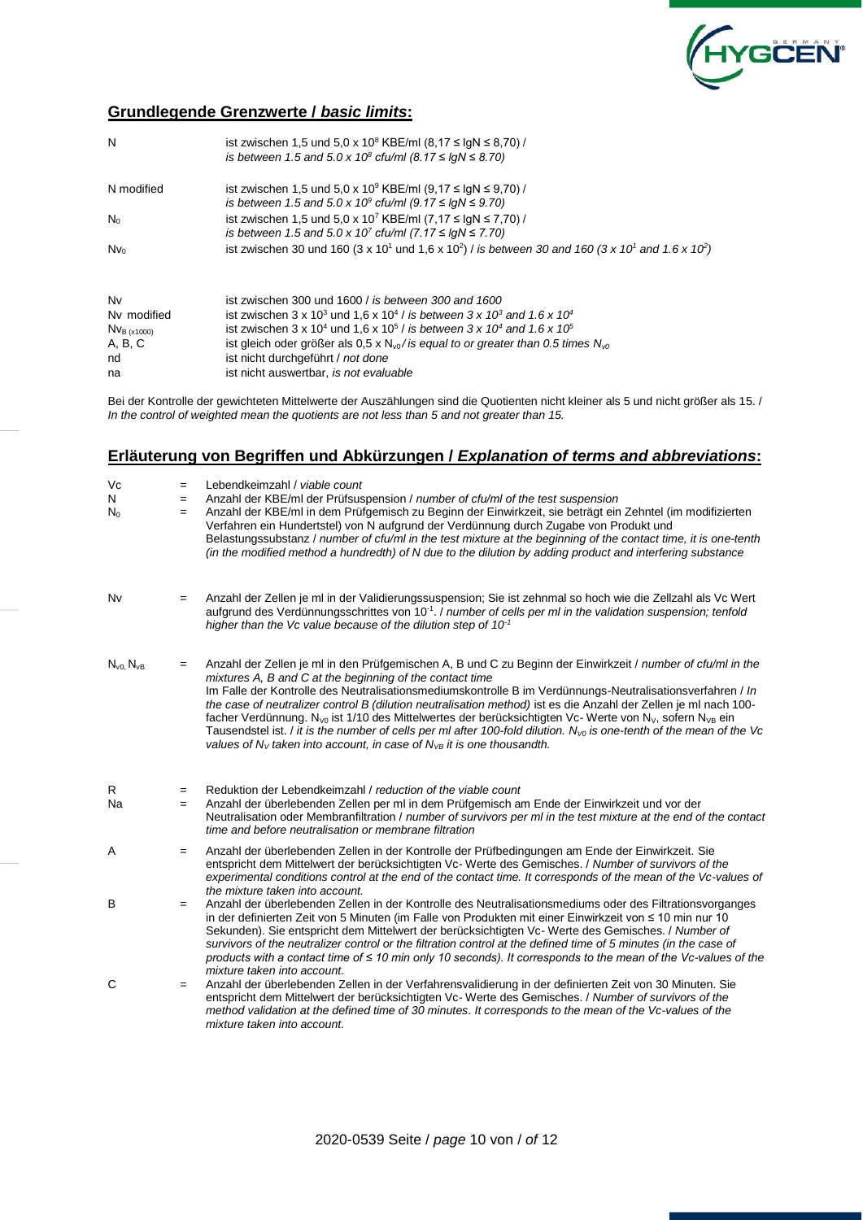## Grundlegende Grenzwerte / *basic limits*:

| | |
|---|---|
| N | ist zwischen 1,5 und 5,0 x $10^8$ KBE/ml (8,17 ≤ lgN ≤ 8,70) / *is between 1.5 and 5.0 x $10^8$ cfu/ml (8.17 ≤ lgN ≤ 8.70)* |
| N modified | ist zwischen 1,5 und 5,0 x $10^9$ KBE/ml (9,17 ≤ lgN ≤ 9,70) / *is between 1.5 and 5.0 x $10^9$ cfu/ml (9.17 ≤ lgN ≤ 9.70)* |
| $N_0$ | ist zwischen 1,5 und 5,0 x $10^7$ KBE/ml (7,17 ≤ lgN ≤ 7,70) / *is between 1.5 and 5.0 x $10^7$ cfu/ml (7.17 ≤ lgN ≤ 7.70)* |
| $Nv_0$ | ist zwischen 30 und 160 (3 x $10^1$ und 1,6 x $10^2$) / *is between 30 and 160 (3 x $10^1$ and 1.6 x $10^2$)* |
| Nv | ist zwischen 300 und 1600 / *is between 300 and 1600* |
| Nv modified | ist zwischen 3 x $10^3$ und 1,6 x $10^4$ / *is between 3 x $10^3$ and 1.6 x $10^4$* |
| $Nv_{B\ (x1000)}$ | ist zwischen 3 x $10^4$ und 1,6 x $10^5$ / *is between 3 x $10^4$ and 1.6 x $10^5$* |
| A, B, C | ist gleich oder größer als 0,5 x $N_{v0}$ / *is equal to or greater than 0.5 times $N_{v0}$* |
| nd | ist nicht durchgeführt / *not done* |
| na | ist nicht auswertbar, *is not evaluable* |

Bei der Kontrolle der gewichteten Mittelwerte der Auszählungen sind die Quotienten nicht kleiner als 5 und nicht größer als 15. / *In the control of weighted mean the quotients are not less than 5 and not greater than 15.*

## Erläuterung von Begriffen und Abkürzungen / *Explanation of terms and abbreviations*:

| | | |
|---|---|---|
| Vc | = | Lebendkeimzahl / *viable count* |
| N | = | Anzahl der KBE/ml der Prüfsuspension / *number of cfu/ml of the test suspension* |
| $N_0$ | = | Anzahl der KBE/ml in dem Prüfgemisch zu Beginn der Einwirkzeit, sie beträgt ein Zehntel (im modifizierten Verfahren ein Hundertstel) von N aufgrund der Verdünnung durch Zugabe von Produkt und Belastungssubstanz / *number of cfu/ml in the test mixture at the beginning of the contact time, it is one-tenth (in the modified method a hundredth) of N due to the dilution by adding product and interfering substance* |
| Nv | = | Anzahl der Zellen je ml in der Validierungssuspension; Sie ist zehnmal so hoch wie die Zellzahl als Vc Wert aufgrund des Verdünnungsschrittes von $10^{-1}$. / *number of cells per ml in the validation suspension; tenfold higher than the Vc value because of the dilution step of $10^{-1}$* |
| $N_{v0}$, $N_{vB}$ | = | Anzahl der Zellen je ml in den Prüfgemischen A, B und C zu Beginn der Einwirkzeit / *number of cfu/ml in the mixtures A, B and C at the beginning of the contact time*<br>Im Falle der Kontrolle des Neutralisationsmediumskontrolle B im Verdünnungs-Neutralisationsverfahren / *In the case of neutralizer control B (dilution neutralisation method)* ist es die Anzahl der Zellen je ml nach 100-facher Verdünnung. $N_{v0}$ ist 1/10 des Mittelwertes der berücksichtigten Vc- Werte von $N_V$, sofern $N_{VB}$ ein Tausendstel ist. / *it is the number of cells per ml after 100-fold dilution. $N_{V0}$ is one-tenth of the mean of the Vc values of $N_V$ taken into account, in case of $N_{VB}$ it is one thousandth.* |
| R | = | Reduktion der Lebendkeimzahl / *reduction of the viable count* |
| Na | = | Anzahl der überlebenden Zellen per ml in dem Prüfgemisch am Ende der Einwirkzeit und vor der Neutralisation oder Membranfiltration / *number of survivors per ml in the test mixture at the end of the contact time and before neutralisation or membrane filtration* |
| A | = | Anzahl der überlebenden Zellen in der Kontrolle der Prüfbedingungen am Ende der Einwirkzeit. Sie entspricht dem Mittelwert der berücksichtigten Vc- Werte des Gemisches. / *Number of survivors of the experimental conditions control at the end of the contact time. It corresponds of the mean of the Vc-values of the mixture taken into account.* |
| B | = | Anzahl der überlebenden Zellen in der Kontrolle des Neutralisationsmediums oder des Filtrationsvorganges in der definierten Zeit von 5 Minuten (im Falle von Produkten mit einer Einwirkzeit von ≤ 10 min nur 10 Sekunden). Sie entspricht dem Mittelwert der berücksichtigten Vc- Werte des Gemisches. / *Number of survivors of the neutralizer control or the filtration control at the defined time of 5 minutes (in the case of products with a contact time of ≤ 10 min only 10 seconds). It corresponds to the mean of the Vc-values of the mixture taken into account.* |
| C | = | Anzahl der überlebenden Zellen in der Verfahrensvalidierung in der definierten Zeit von 30 Minuten. Sie entspricht dem Mittelwert der berücksichtigten Vc- Werte des Gemisches. / *Number of survivors of the method validation at the defined time of 30 minutes. It corresponds to the mean of the Vc-values of the mixture taken into account.* |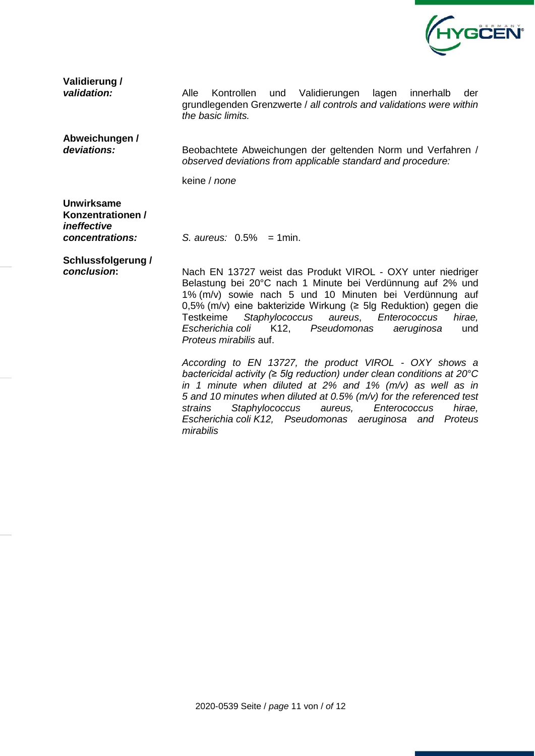**Validierung /** ***validation:***

Alle Kontrollen und Validierungen lagen innerhalb der grundlegenden Grenzwerte / *all controls and validations were within the basic limits.*

**Abweichungen /** ***deviations:***

Beobachtete Abweichungen der geltenden Norm und Verfahren / *observed deviations from applicable standard and procedure:*

keine / *none*

**Unwirksame Konzentrationen /** ***ineffective concentrations:***

*S. aureus:* 0.5% = 1min.

**Schlussfolgerung /** ***conclusion*****:**

Nach EN 13727 weist das Produkt VIROL - OXY unter niedriger Belastung bei 20°C nach 1 Minute bei Verdünnung auf 2% und 1% (m/v) sowie nach 5 und 10 Minuten bei Verdünnung auf 0,5% (m/v) eine bakterizide Wirkung (≥ 5lg Reduktion) gegen die Testkeime *Staphylococcus aureus*, *Enterococcus hirae, Escherichia coli* K12, *Pseudomonas aeruginosa* und *Proteus mirabilis* auf.

*According to EN 13727, the product VIROL - OXY shows a bactericidal activity (≥ 5lg reduction) under clean conditions at 20°C in 1 minute when diluted at 2% and 1% (m/v) as well as in 5 and 10 minutes when diluted at 0.5% (m/v) for the referenced test strains Staphylococcus aureus, Enterococcus hirae, Escherichia coli K12, Pseudomonas aeruginosa and Proteus mirabilis*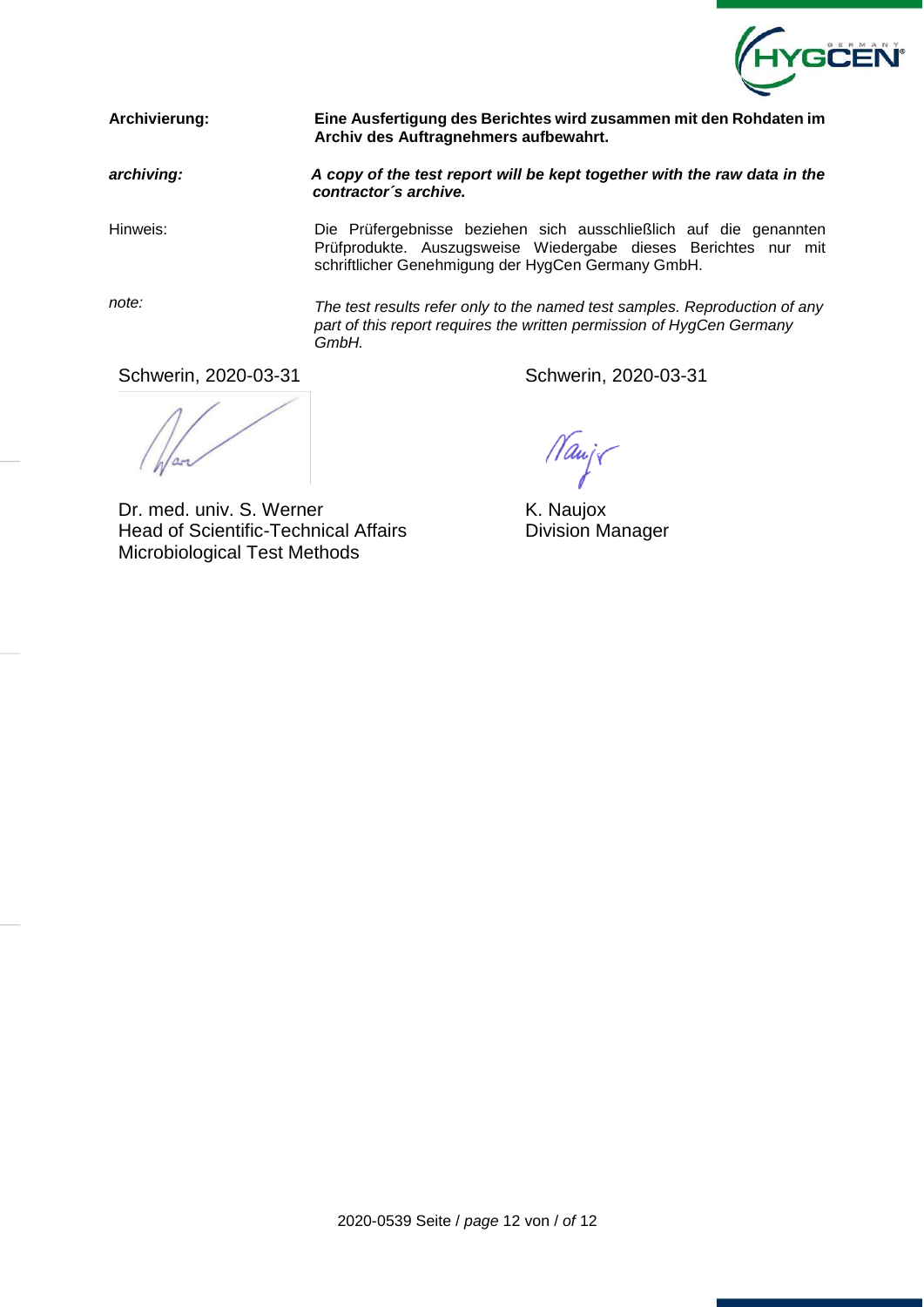**Archivierung:** **Eine Ausfertigung des Berichtes wird zusammen mit den Rohdaten im Archiv des Auftragnehmers aufbewahrt.**

***archiving:*** ***A copy of the test report will be kept together with the raw data in the contractor´s archive.***

Hinweis: Die Prüfergebnisse beziehen sich ausschließlich auf die genannten Prüfprodukte. Auszugsweise Wiedergabe dieses Berichtes nur mit schriftlicher Genehmigung der HygCen Germany GmbH.

*note:* *The test results refer only to the named test samples. Reproduction of any part of this report requires the written permission of HygCen Germany GmbH.*

| | |
|---|---|
| Schwerin, 2020-03-31 | Schwerin, 2020-03-31 |
| Dr. med. univ. S. Werner<br>Head of Scientific-Technical Affairs<br>Microbiological Test Methods | K. Naujox<br>Division Manager |